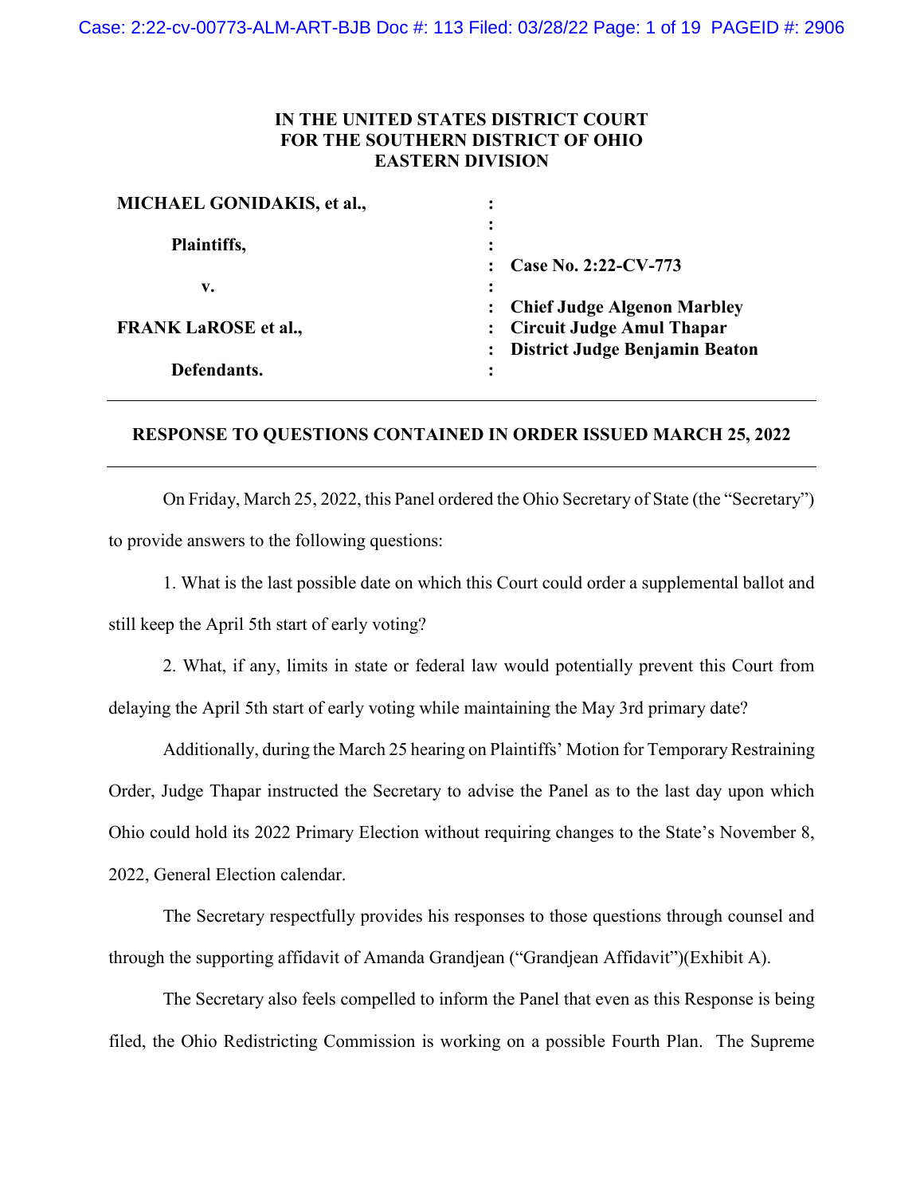**IN THE UNITED STATES DISTRICT COURT**
**FOR THE SOUTHERN DISTRICT OF OHIO**
**EASTERN DIVISION**

| | | |
|---|---|---|
| **MICHAEL GONIDAKIS, et al.,** | : | |
| | : | |
| **Plaintiffs,** | : | |
| | : | **Case No. 2:22-CV-773** |
| **v.** | : | |
| | : | **Chief Judge Algenon Marbley** |
| **FRANK LaROSE et al.,** | : | **Circuit Judge Amul Thapar** |
| | : | **District Judge Benjamin Beaton** |
| **Defendants.** | : | |

---

**RESPONSE TO QUESTIONS CONTAINED IN ORDER ISSUED MARCH 25, 2022**

---

On Friday, March 25, 2022, this Panel ordered the Ohio Secretary of State (the "Secretary") to provide answers to the following questions:

1. What is the last possible date on which this Court could order a supplemental ballot and still keep the April 5th start of early voting?

2. What, if any, limits in state or federal law would potentially prevent this Court from delaying the April 5th start of early voting while maintaining the May 3rd primary date?

Additionally, during the March 25 hearing on Plaintiffs' Motion for Temporary Restraining Order, Judge Thapar instructed the Secretary to advise the Panel as to the last day upon which Ohio could hold its 2022 Primary Election without requiring changes to the State's November 8, 2022, General Election calendar.

The Secretary respectfully provides his responses to those questions through counsel and through the supporting affidavit of Amanda Grandjean ("Grandjean Affidavit")(Exhibit A).

The Secretary also feels compelled to inform the Panel that even as this Response is being filed, the Ohio Redistricting Commission is working on a possible Fourth Plan. The Supreme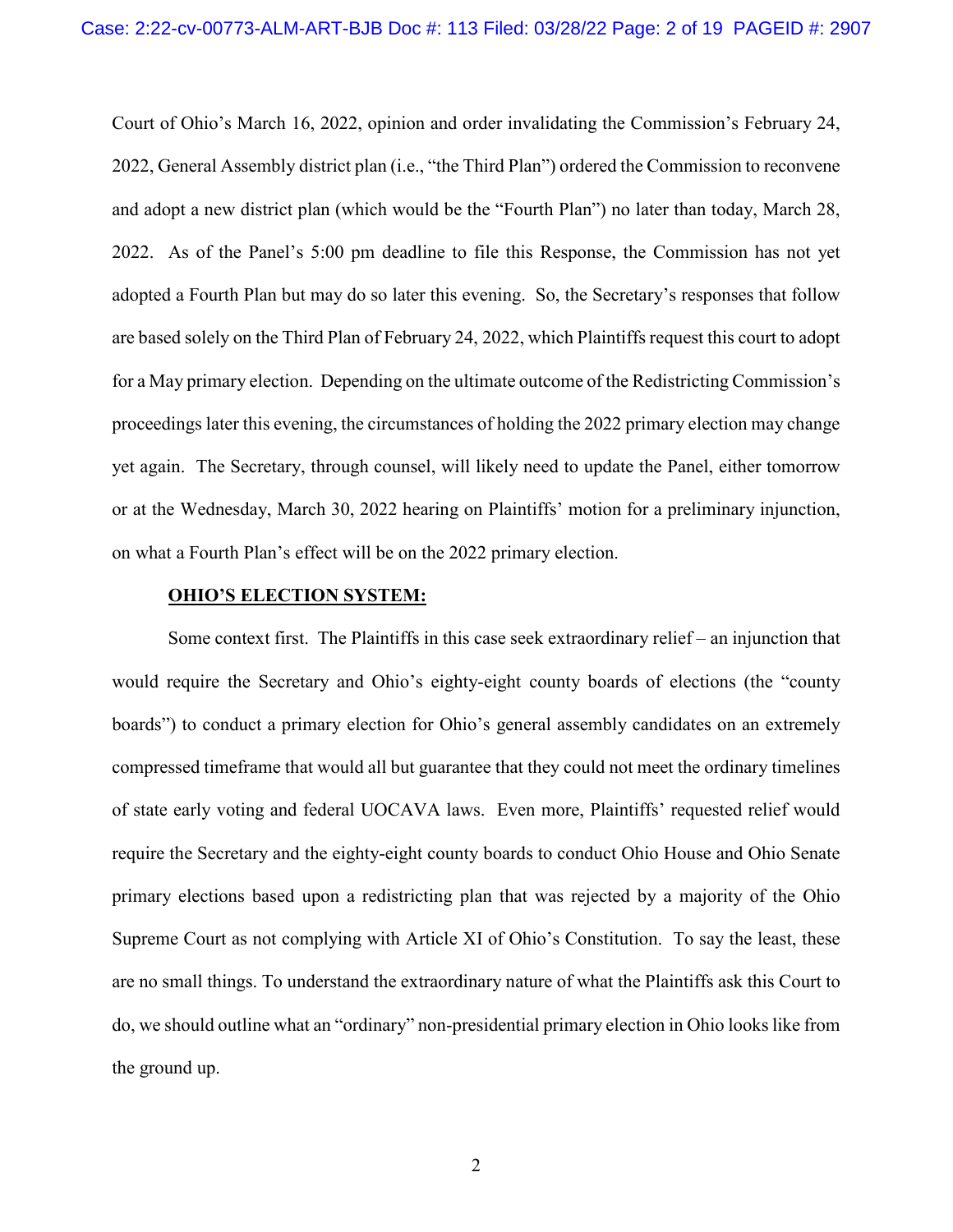Court of Ohio's March 16, 2022, opinion and order invalidating the Commission's February 24, 2022, General Assembly district plan (i.e., "the Third Plan") ordered the Commission to reconvene and adopt a new district plan (which would be the "Fourth Plan") no later than today, March 28, 2022. As of the Panel's 5:00 pm deadline to file this Response, the Commission has not yet adopted a Fourth Plan but may do so later this evening. So, the Secretary's responses that follow are based solely on the Third Plan of February 24, 2022, which Plaintiffs request this court to adopt for a May primary election. Depending on the ultimate outcome of the Redistricting Commission's proceedings later this evening, the circumstances of holding the 2022 primary election may change yet again. The Secretary, through counsel, will likely need to update the Panel, either tomorrow or at the Wednesday, March 30, 2022 hearing on Plaintiffs' motion for a preliminary injunction, on what a Fourth Plan's effect will be on the 2022 primary election.

**OHIO'S ELECTION SYSTEM:**

Some context first. The Plaintiffs in this case seek extraordinary relief – an injunction that would require the Secretary and Ohio's eighty-eight county boards of elections (the "county boards") to conduct a primary election for Ohio's general assembly candidates on an extremely compressed timeframe that would all but guarantee that they could not meet the ordinary timelines of state early voting and federal UOCAVA laws. Even more, Plaintiffs' requested relief would require the Secretary and the eighty-eight county boards to conduct Ohio House and Ohio Senate primary elections based upon a redistricting plan that was rejected by a majority of the Ohio Supreme Court as not complying with Article XI of Ohio's Constitution. To say the least, these are no small things. To understand the extraordinary nature of what the Plaintiffs ask this Court to do, we should outline what an "ordinary" non-presidential primary election in Ohio looks like from the ground up.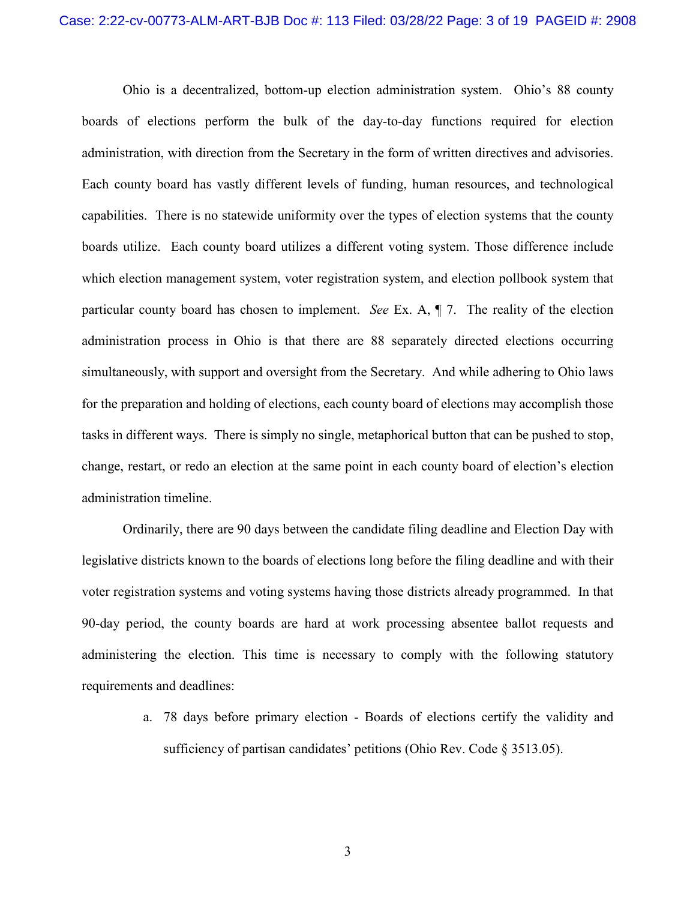Ohio is a decentralized, bottom-up election administration system. Ohio's 88 county boards of elections perform the bulk of the day-to-day functions required for election administration, with direction from the Secretary in the form of written directives and advisories. Each county board has vastly different levels of funding, human resources, and technological capabilities. There is no statewide uniformity over the types of election systems that the county boards utilize. Each county board utilizes a different voting system. Those difference include which election management system, voter registration system, and election pollbook system that particular county board has chosen to implement. *See* Ex. A, ¶ 7. The reality of the election administration process in Ohio is that there are 88 separately directed elections occurring simultaneously, with support and oversight from the Secretary. And while adhering to Ohio laws for the preparation and holding of elections, each county board of elections may accomplish those tasks in different ways. There is simply no single, metaphorical button that can be pushed to stop, change, restart, or redo an election at the same point in each county board of election's election administration timeline.

Ordinarily, there are 90 days between the candidate filing deadline and Election Day with legislative districts known to the boards of elections long before the filing deadline and with their voter registration systems and voting systems having those districts already programmed. In that 90-day period, the county boards are hard at work processing absentee ballot requests and administering the election. This time is necessary to comply with the following statutory requirements and deadlines:

a. 78 days before primary election - Boards of elections certify the validity and sufficiency of partisan candidates' petitions (Ohio Rev. Code § 3513.05).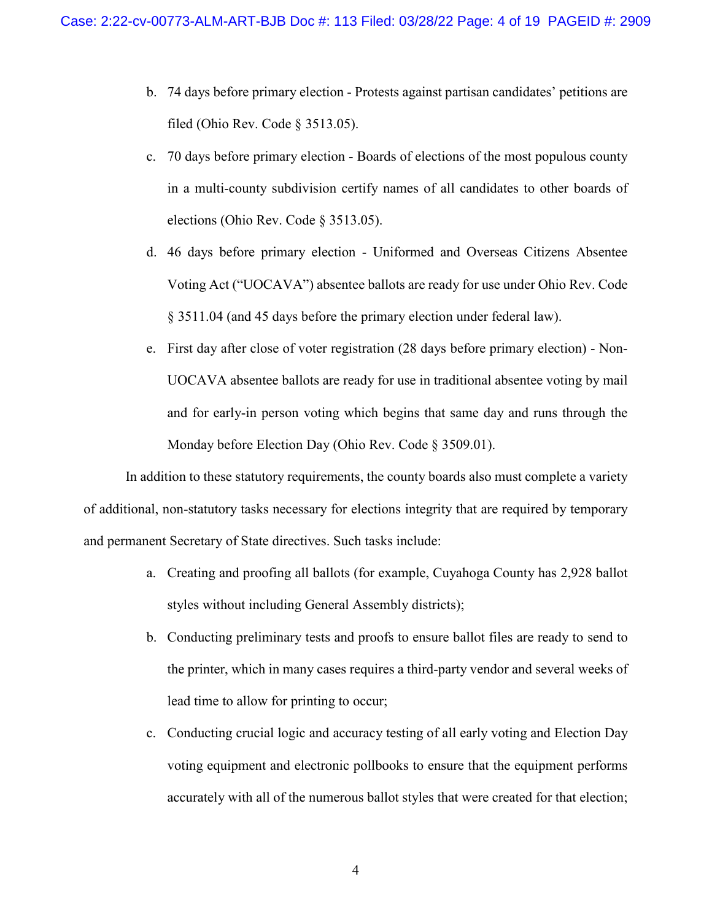b. 74 days before primary election - Protests against partisan candidates' petitions are filed (Ohio Rev. Code § 3513.05).

c. 70 days before primary election - Boards of elections of the most populous county in a multi-county subdivision certify names of all candidates to other boards of elections (Ohio Rev. Code § 3513.05).

d. 46 days before primary election - Uniformed and Overseas Citizens Absentee Voting Act ("UOCAVA") absentee ballots are ready for use under Ohio Rev. Code § 3511.04 (and 45 days before the primary election under federal law).

e. First day after close of voter registration (28 days before primary election) - Non-UOCAVA absentee ballots are ready for use in traditional absentee voting by mail and for early-in person voting which begins that same day and runs through the Monday before Election Day (Ohio Rev. Code § 3509.01).

In addition to these statutory requirements, the county boards also must complete a variety of additional, non-statutory tasks necessary for elections integrity that are required by temporary and permanent Secretary of State directives. Such tasks include:

a. Creating and proofing all ballots (for example, Cuyahoga County has 2,928 ballot styles without including General Assembly districts);

b. Conducting preliminary tests and proofs to ensure ballot files are ready to send to the printer, which in many cases requires a third-party vendor and several weeks of lead time to allow for printing to occur;

c. Conducting crucial logic and accuracy testing of all early voting and Election Day voting equipment and electronic pollbooks to ensure that the equipment performs accurately with all of the numerous ballot styles that were created for that election;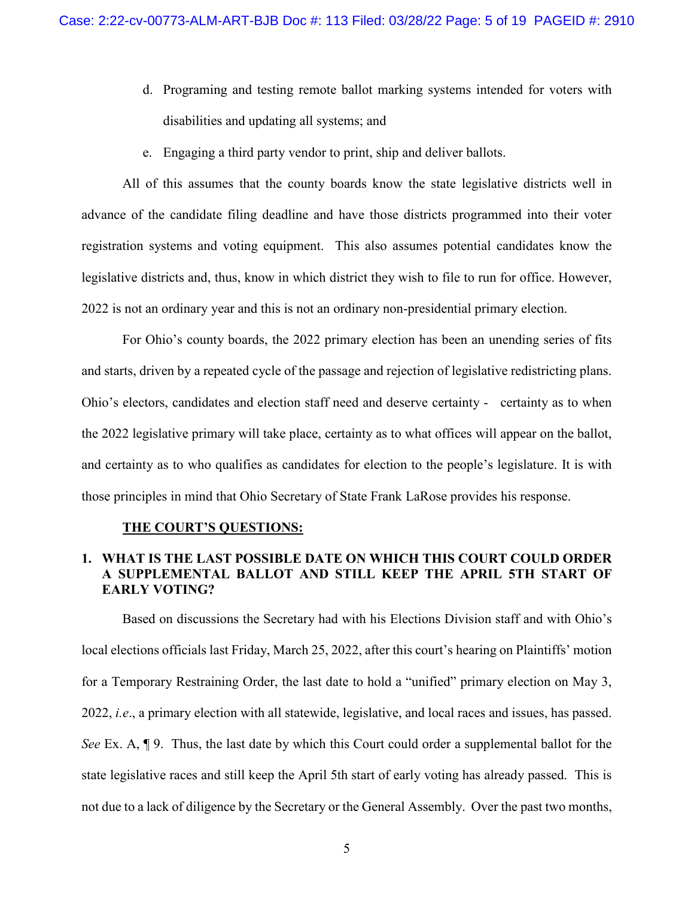d. Programing and testing remote ballot marking systems intended for voters with disabilities and updating all systems; and

e. Engaging a third party vendor to print, ship and deliver ballots.

All of this assumes that the county boards know the state legislative districts well in advance of the candidate filing deadline and have those districts programmed into their voter registration systems and voting equipment. This also assumes potential candidates know the legislative districts and, thus, know in which district they wish to file to run for office. However, 2022 is not an ordinary year and this is not an ordinary non-presidential primary election.

For Ohio's county boards, the 2022 primary election has been an unending series of fits and starts, driven by a repeated cycle of the passage and rejection of legislative redistricting plans. Ohio's electors, candidates and election staff need and deserve certainty - certainty as to when the 2022 legislative primary will take place, certainty as to what offices will appear on the ballot, and certainty as to who qualifies as candidates for election to the people's legislature. It is with those principles in mind that Ohio Secretary of State Frank LaRose provides his response.

**THE COURT'S QUESTIONS:**

**1. WHAT IS THE LAST POSSIBLE DATE ON WHICH THIS COURT COULD ORDER A SUPPLEMENTAL BALLOT AND STILL KEEP THE APRIL 5TH START OF EARLY VOTING?**

Based on discussions the Secretary had with his Elections Division staff and with Ohio's local elections officials last Friday, March 25, 2022, after this court's hearing on Plaintiffs' motion for a Temporary Restraining Order, the last date to hold a "unified" primary election on May 3, 2022, *i.e*., a primary election with all statewide, legislative, and local races and issues, has passed. *See* Ex. A, ¶ 9. Thus, the last date by which this Court could order a supplemental ballot for the state legislative races and still keep the April 5th start of early voting has already passed. This is not due to a lack of diligence by the Secretary or the General Assembly. Over the past two months,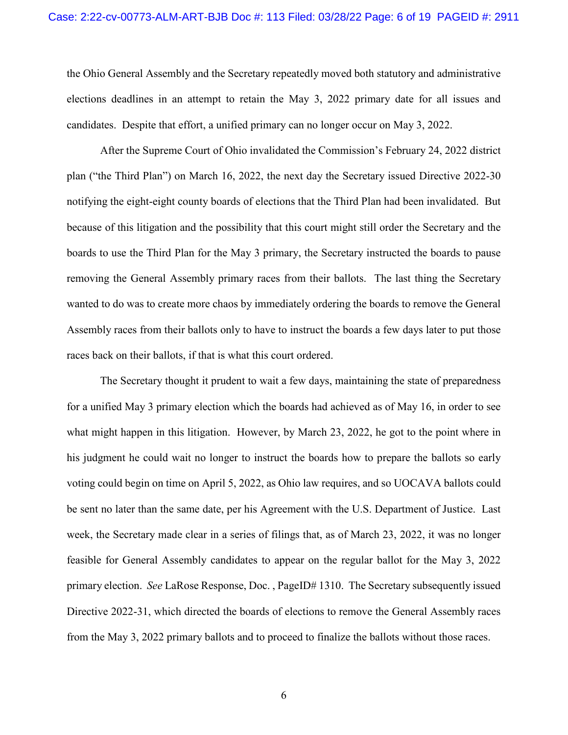the Ohio General Assembly and the Secretary repeatedly moved both statutory and administrative elections deadlines in an attempt to retain the May 3, 2022 primary date for all issues and candidates. Despite that effort, a unified primary can no longer occur on May 3, 2022.

After the Supreme Court of Ohio invalidated the Commission's February 24, 2022 district plan ("the Third Plan") on March 16, 2022, the next day the Secretary issued Directive 2022-30 notifying the eight-eight county boards of elections that the Third Plan had been invalidated. But because of this litigation and the possibility that this court might still order the Secretary and the boards to use the Third Plan for the May 3 primary, the Secretary instructed the boards to pause removing the General Assembly primary races from their ballots. The last thing the Secretary wanted to do was to create more chaos by immediately ordering the boards to remove the General Assembly races from their ballots only to have to instruct the boards a few days later to put those races back on their ballots, if that is what this court ordered.

The Secretary thought it prudent to wait a few days, maintaining the state of preparedness for a unified May 3 primary election which the boards had achieved as of May 16, in order to see what might happen in this litigation. However, by March 23, 2022, he got to the point where in his judgment he could wait no longer to instruct the boards how to prepare the ballots so early voting could begin on time on April 5, 2022, as Ohio law requires, and so UOCAVA ballots could be sent no later than the same date, per his Agreement with the U.S. Department of Justice. Last week, the Secretary made clear in a series of filings that, as of March 23, 2022, it was no longer feasible for General Assembly candidates to appear on the regular ballot for the May 3, 2022 primary election. *See* LaRose Response, Doc. , PageID# 1310. The Secretary subsequently issued Directive 2022-31, which directed the boards of elections to remove the General Assembly races from the May 3, 2022 primary ballots and to proceed to finalize the ballots without those races.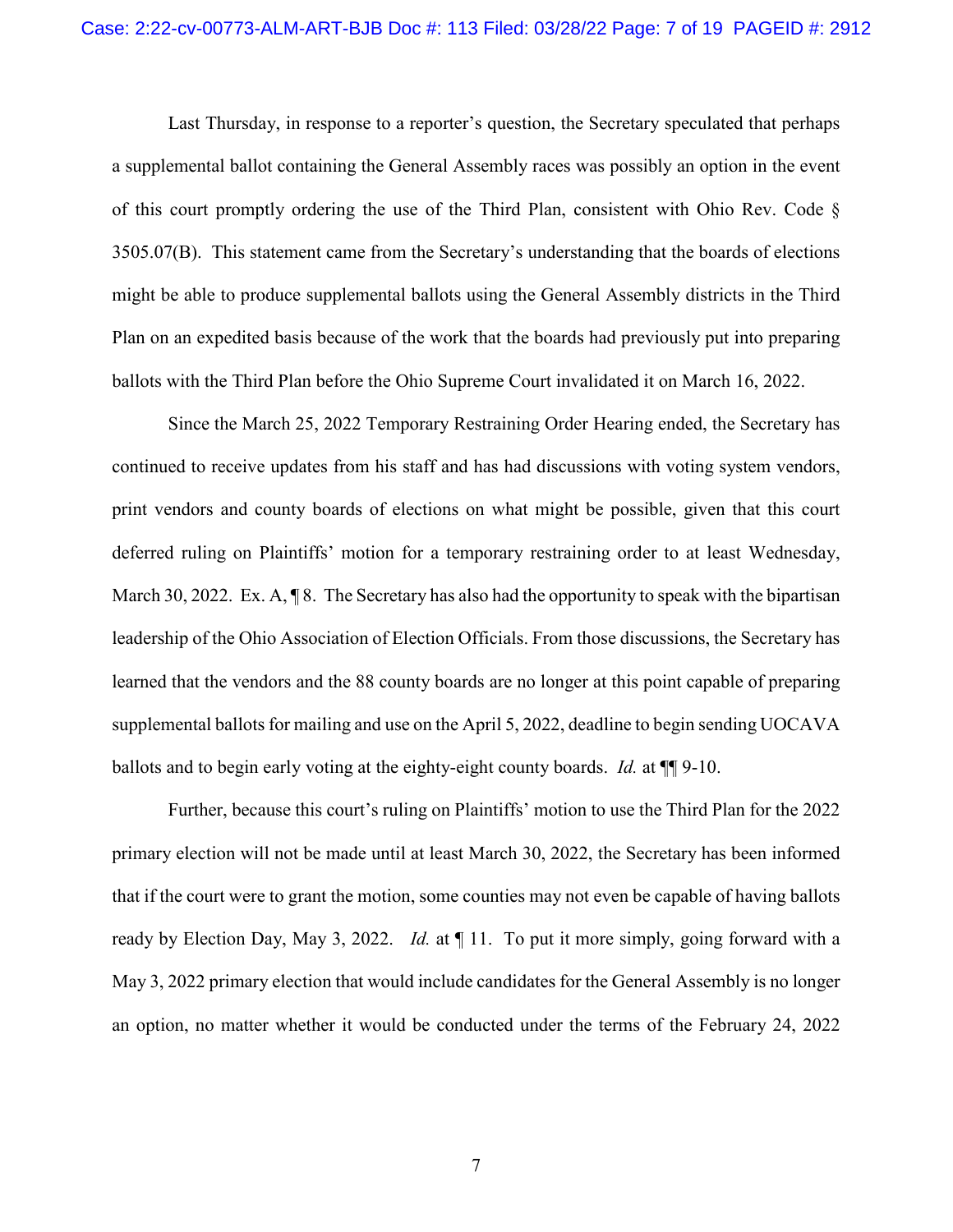Last Thursday, in response to a reporter's question, the Secretary speculated that perhaps a supplemental ballot containing the General Assembly races was possibly an option in the event of this court promptly ordering the use of the Third Plan, consistent with Ohio Rev. Code § 3505.07(B). This statement came from the Secretary's understanding that the boards of elections might be able to produce supplemental ballots using the General Assembly districts in the Third Plan on an expedited basis because of the work that the boards had previously put into preparing ballots with the Third Plan before the Ohio Supreme Court invalidated it on March 16, 2022.

Since the March 25, 2022 Temporary Restraining Order Hearing ended, the Secretary has continued to receive updates from his staff and has had discussions with voting system vendors, print vendors and county boards of elections on what might be possible, given that this court deferred ruling on Plaintiffs' motion for a temporary restraining order to at least Wednesday, March 30, 2022. Ex. A, ¶ 8. The Secretary has also had the opportunity to speak with the bipartisan leadership of the Ohio Association of Election Officials. From those discussions, the Secretary has learned that the vendors and the 88 county boards are no longer at this point capable of preparing supplemental ballots for mailing and use on the April 5, 2022, deadline to begin sending UOCAVA ballots and to begin early voting at the eighty-eight county boards. *Id.* at ¶¶ 9-10.

Further, because this court's ruling on Plaintiffs' motion to use the Third Plan for the 2022 primary election will not be made until at least March 30, 2022, the Secretary has been informed that if the court were to grant the motion, some counties may not even be capable of having ballots ready by Election Day, May 3, 2022. *Id.* at ¶ 11. To put it more simply, going forward with a May 3, 2022 primary election that would include candidates for the General Assembly is no longer an option, no matter whether it would be conducted under the terms of the February 24, 2022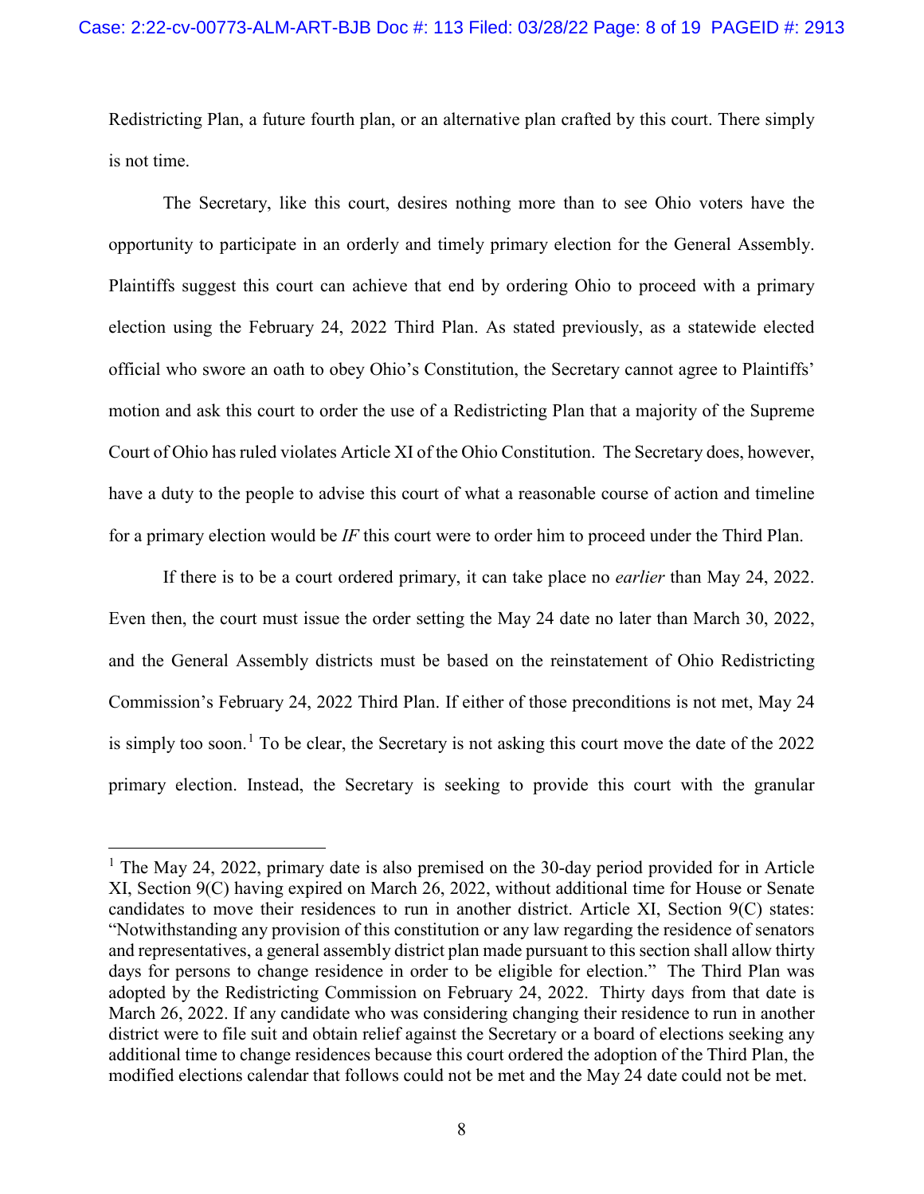Redistricting Plan, a future fourth plan, or an alternative plan crafted by this court. There simply is not time.

The Secretary, like this court, desires nothing more than to see Ohio voters have the opportunity to participate in an orderly and timely primary election for the General Assembly. Plaintiffs suggest this court can achieve that end by ordering Ohio to proceed with a primary election using the February 24, 2022 Third Plan. As stated previously, as a statewide elected official who swore an oath to obey Ohio's Constitution, the Secretary cannot agree to Plaintiffs' motion and ask this court to order the use of a Redistricting Plan that a majority of the Supreme Court of Ohio has ruled violates Article XI of the Ohio Constitution. The Secretary does, however, have a duty to the people to advise this court of what a reasonable course of action and timeline for a primary election would be *IF* this court were to order him to proceed under the Third Plan.

If there is to be a court ordered primary, it can take place no *earlier* than May 24, 2022. Even then, the court must issue the order setting the May 24 date no later than March 30, 2022, and the General Assembly districts must be based on the reinstatement of Ohio Redistricting Commission's February 24, 2022 Third Plan. If either of those preconditions is not met, May 24 is simply too soon.[1] To be clear, the Secretary is not asking this court move the date of the 2022 primary election. Instead, the Secretary is seeking to provide this court with the granular

---

[1] The May 24, 2022, primary date is also premised on the 30-day period provided for in Article XI, Section 9(C) having expired on March 26, 2022, without additional time for House or Senate candidates to move their residences to run in another district. Article XI, Section 9(C) states: "Notwithstanding any provision of this constitution or any law regarding the residence of senators and representatives, a general assembly district plan made pursuant to this section shall allow thirty days for persons to change residence in order to be eligible for election." The Third Plan was adopted by the Redistricting Commission on February 24, 2022. Thirty days from that date is March 26, 2022. If any candidate who was considering changing their residence to run in another district were to file suit and obtain relief against the Secretary or a board of elections seeking any additional time to change residences because this court ordered the adoption of the Third Plan, the modified elections calendar that follows could not be met and the May 24 date could not be met.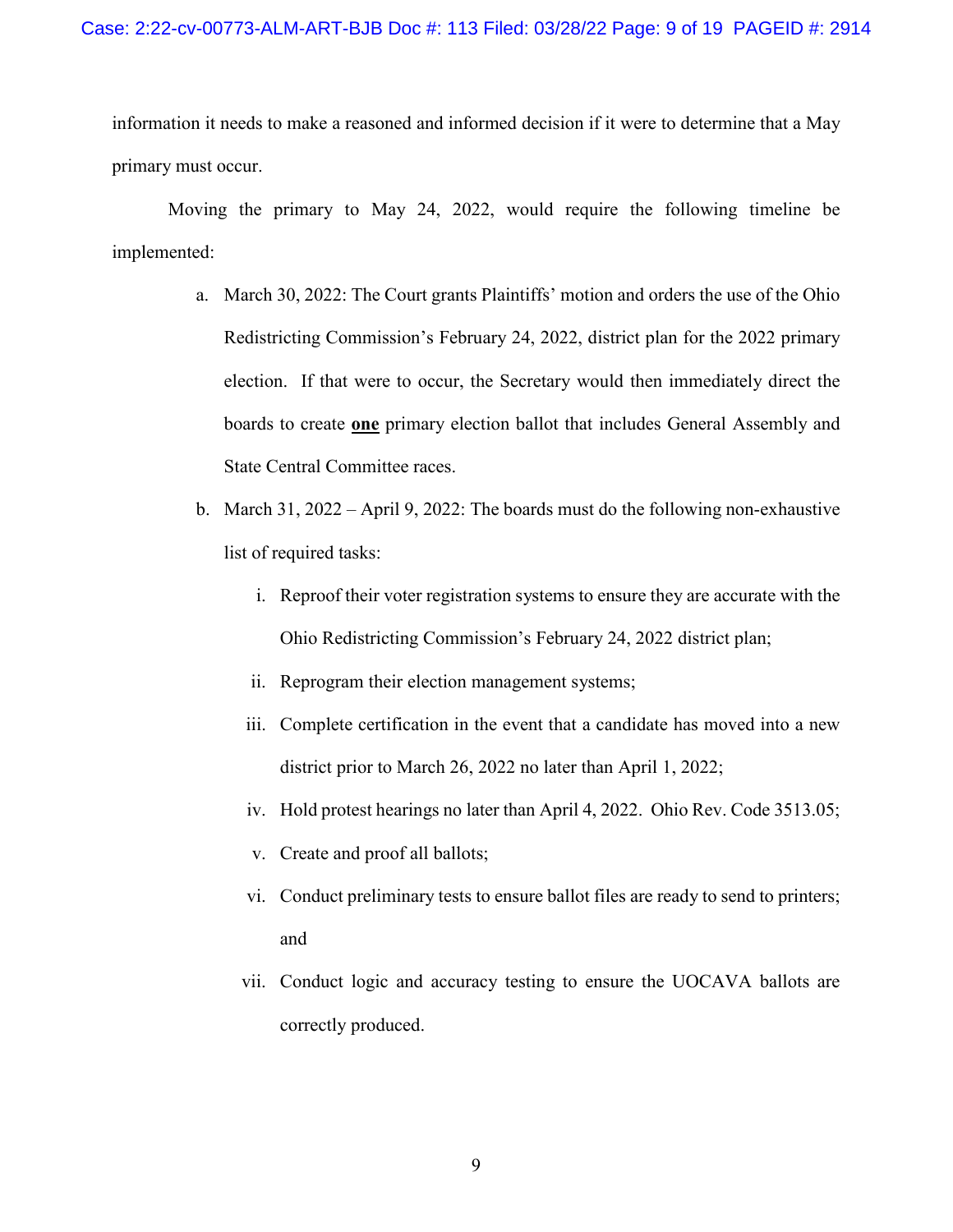information it needs to make a reasoned and informed decision if it were to determine that a May primary must occur.

Moving the primary to May 24, 2022, would require the following timeline be implemented:

a. March 30, 2022: The Court grants Plaintiffs' motion and orders the use of the Ohio Redistricting Commission's February 24, 2022, district plan for the 2022 primary election. If that were to occur, the Secretary would then immediately direct the boards to create **one** primary election ballot that includes General Assembly and State Central Committee races.

b. March 31, 2022 – April 9, 2022: The boards must do the following non-exhaustive list of required tasks:

   i. Reproof their voter registration systems to ensure they are accurate with the Ohio Redistricting Commission's February 24, 2022 district plan;

   ii. Reprogram their election management systems;

   iii. Complete certification in the event that a candidate has moved into a new district prior to March 26, 2022 no later than April 1, 2022;

   iv. Hold protest hearings no later than April 4, 2022. Ohio Rev. Code 3513.05;

   v. Create and proof all ballots;

   vi. Conduct preliminary tests to ensure ballot files are ready to send to printers; and

   vii. Conduct logic and accuracy testing to ensure the UOCAVA ballots are correctly produced.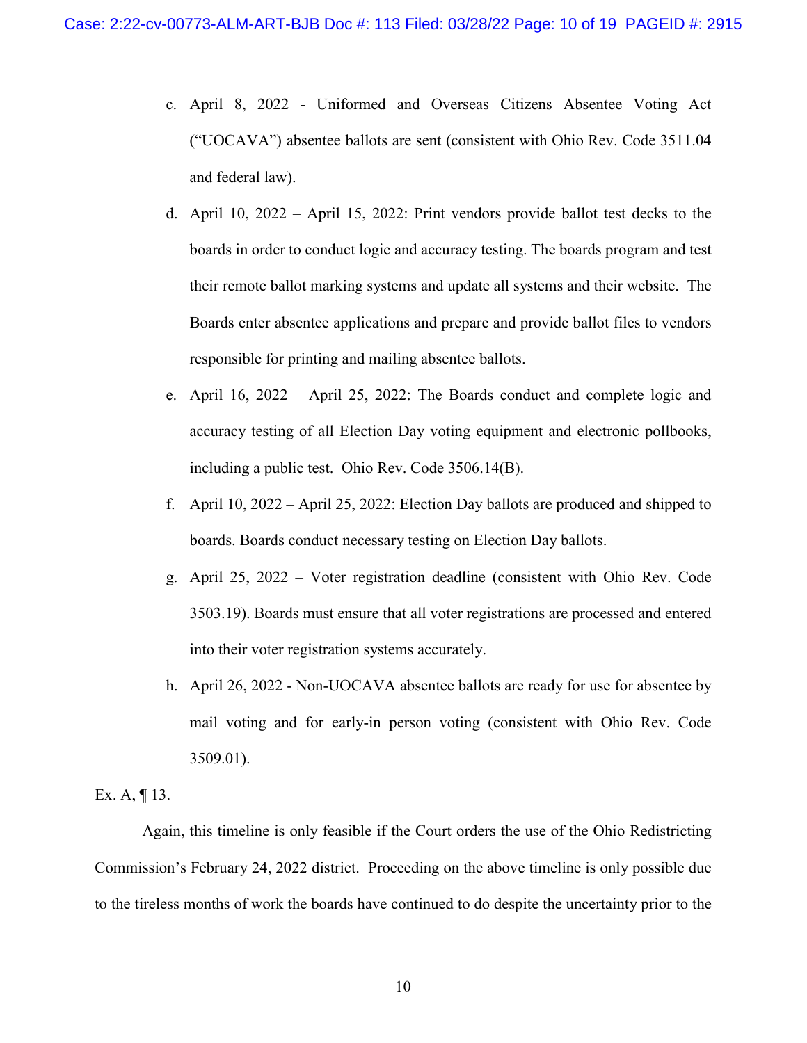c. April 8, 2022 - Uniformed and Overseas Citizens Absentee Voting Act ("UOCAVA") absentee ballots are sent (consistent with Ohio Rev. Code 3511.04 and federal law).

d. April 10, 2022 – April 15, 2022: Print vendors provide ballot test decks to the boards in order to conduct logic and accuracy testing. The boards program and test their remote ballot marking systems and update all systems and their website. The Boards enter absentee applications and prepare and provide ballot files to vendors responsible for printing and mailing absentee ballots.

e. April 16, 2022 – April 25, 2022: The Boards conduct and complete logic and accuracy testing of all Election Day voting equipment and electronic pollbooks, including a public test. Ohio Rev. Code 3506.14(B).

f. April 10, 2022 – April 25, 2022: Election Day ballots are produced and shipped to boards. Boards conduct necessary testing on Election Day ballots.

g. April 25, 2022 – Voter registration deadline (consistent with Ohio Rev. Code 3503.19). Boards must ensure that all voter registrations are processed and entered into their voter registration systems accurately.

h. April 26, 2022 - Non-UOCAVA absentee ballots are ready for use for absentee by mail voting and for early-in person voting (consistent with Ohio Rev. Code 3509.01).

Ex. A, ¶ 13.

Again, this timeline is only feasible if the Court orders the use of the Ohio Redistricting Commission's February 24, 2022 district. Proceeding on the above timeline is only possible due to the tireless months of work the boards have continued to do despite the uncertainty prior to the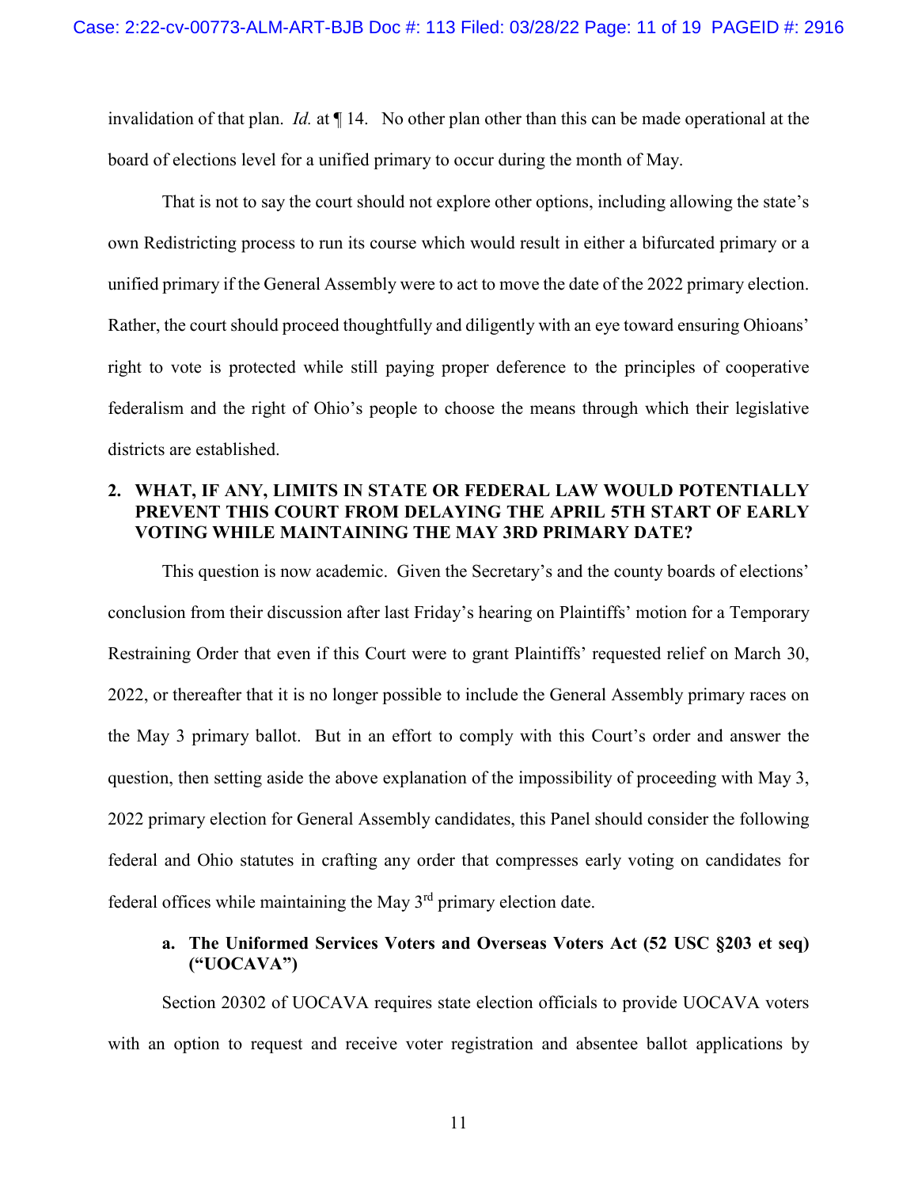invalidation of that plan. *Id.* at ¶ 14. No other plan other than this can be made operational at the board of elections level for a unified primary to occur during the month of May.

That is not to say the court should not explore other options, including allowing the state's own Redistricting process to run its course which would result in either a bifurcated primary or a unified primary if the General Assembly were to act to move the date of the 2022 primary election. Rather, the court should proceed thoughtfully and diligently with an eye toward ensuring Ohioans' right to vote is protected while still paying proper deference to the principles of cooperative federalism and the right of Ohio's people to choose the means through which their legislative districts are established.

### 2. WHAT, IF ANY, LIMITS IN STATE OR FEDERAL LAW WOULD POTENTIALLY PREVENT THIS COURT FROM DELAYING THE APRIL 5TH START OF EARLY VOTING WHILE MAINTAINING THE MAY 3RD PRIMARY DATE?

This question is now academic. Given the Secretary's and the county boards of elections' conclusion from their discussion after last Friday's hearing on Plaintiffs' motion for a Temporary Restraining Order that even if this Court were to grant Plaintiffs' requested relief on March 30, 2022, or thereafter that it is no longer possible to include the General Assembly primary races on the May 3 primary ballot. But in an effort to comply with this Court's order and answer the question, then setting aside the above explanation of the impossibility of proceeding with May 3, 2022 primary election for General Assembly candidates, this Panel should consider the following federal and Ohio statutes in crafting any order that compresses early voting on candidates for federal offices while maintaining the May 3rd primary election date.

#### a. The Uniformed Services Voters and Overseas Voters Act (52 USC §203 et seq) ("UOCAVA")

Section 20302 of UOCAVA requires state election officials to provide UOCAVA voters with an option to request and receive voter registration and absentee ballot applications by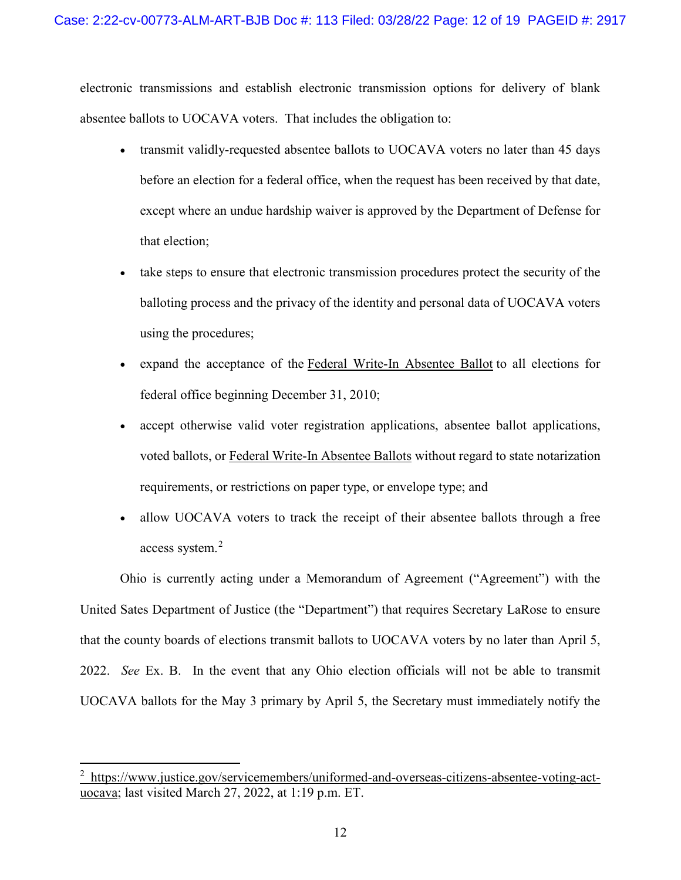electronic transmissions and establish electronic transmission options for delivery of blank absentee ballots to UOCAVA voters. That includes the obligation to:

- transmit validly-requested absentee ballots to UOCAVA voters no later than 45 days before an election for a federal office, when the request has been received by that date, except where an undue hardship waiver is approved by the Department of Defense for that election;
- take steps to ensure that electronic transmission procedures protect the security of the balloting process and the privacy of the identity and personal data of UOCAVA voters using the procedures;
- expand the acceptance of the Federal Write-In Absentee Ballot to all elections for federal office beginning December 31, 2010;
- accept otherwise valid voter registration applications, absentee ballot applications, voted ballots, or Federal Write-In Absentee Ballots without regard to state notarization requirements, or restrictions on paper type, or envelope type; and
- allow UOCAVA voters to track the receipt of their absentee ballots through a free access system.[2]

Ohio is currently acting under a Memorandum of Agreement ("Agreement") with the United Sates Department of Justice (the "Department") that requires Secretary LaRose to ensure that the county boards of elections transmit ballots to UOCAVA voters by no later than April 5, 2022. *See* Ex. B. In the event that any Ohio election officials will not be able to transmit UOCAVA ballots for the May 3 primary by April 5, the Secretary must immediately notify the

---

[2] https://www.justice.gov/servicemembers/uniformed-and-overseas-citizens-absentee-voting-act-uocava; last visited March 27, 2022, at 1:19 p.m. ET.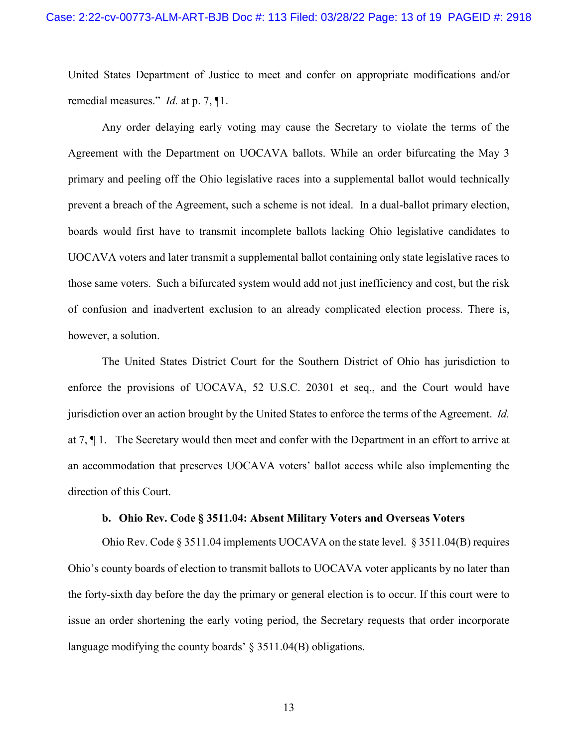United States Department of Justice to meet and confer on appropriate modifications and/or remedial measures." *Id.* at p. 7, ¶1.

Any order delaying early voting may cause the Secretary to violate the terms of the Agreement with the Department on UOCAVA ballots. While an order bifurcating the May 3 primary and peeling off the Ohio legislative races into a supplemental ballot would technically prevent a breach of the Agreement, such a scheme is not ideal. In a dual-ballot primary election, boards would first have to transmit incomplete ballots lacking Ohio legislative candidates to UOCAVA voters and later transmit a supplemental ballot containing only state legislative races to those same voters. Such a bifurcated system would add not just inefficiency and cost, but the risk of confusion and inadvertent exclusion to an already complicated election process. There is, however, a solution.

The United States District Court for the Southern District of Ohio has jurisdiction to enforce the provisions of UOCAVA, 52 U.S.C. 20301 et seq., and the Court would have jurisdiction over an action brought by the United States to enforce the terms of the Agreement. *Id.* at 7, ¶ 1. The Secretary would then meet and confer with the Department in an effort to arrive at an accommodation that preserves UOCAVA voters' ballot access while also implementing the direction of this Court.

**b. Ohio Rev. Code § 3511.04: Absent Military Voters and Overseas Voters**

Ohio Rev. Code § 3511.04 implements UOCAVA on the state level. § 3511.04(B) requires Ohio's county boards of election to transmit ballots to UOCAVA voter applicants by no later than the forty-sixth day before the day the primary or general election is to occur. If this court were to issue an order shortening the early voting period, the Secretary requests that order incorporate language modifying the county boards' § 3511.04(B) obligations.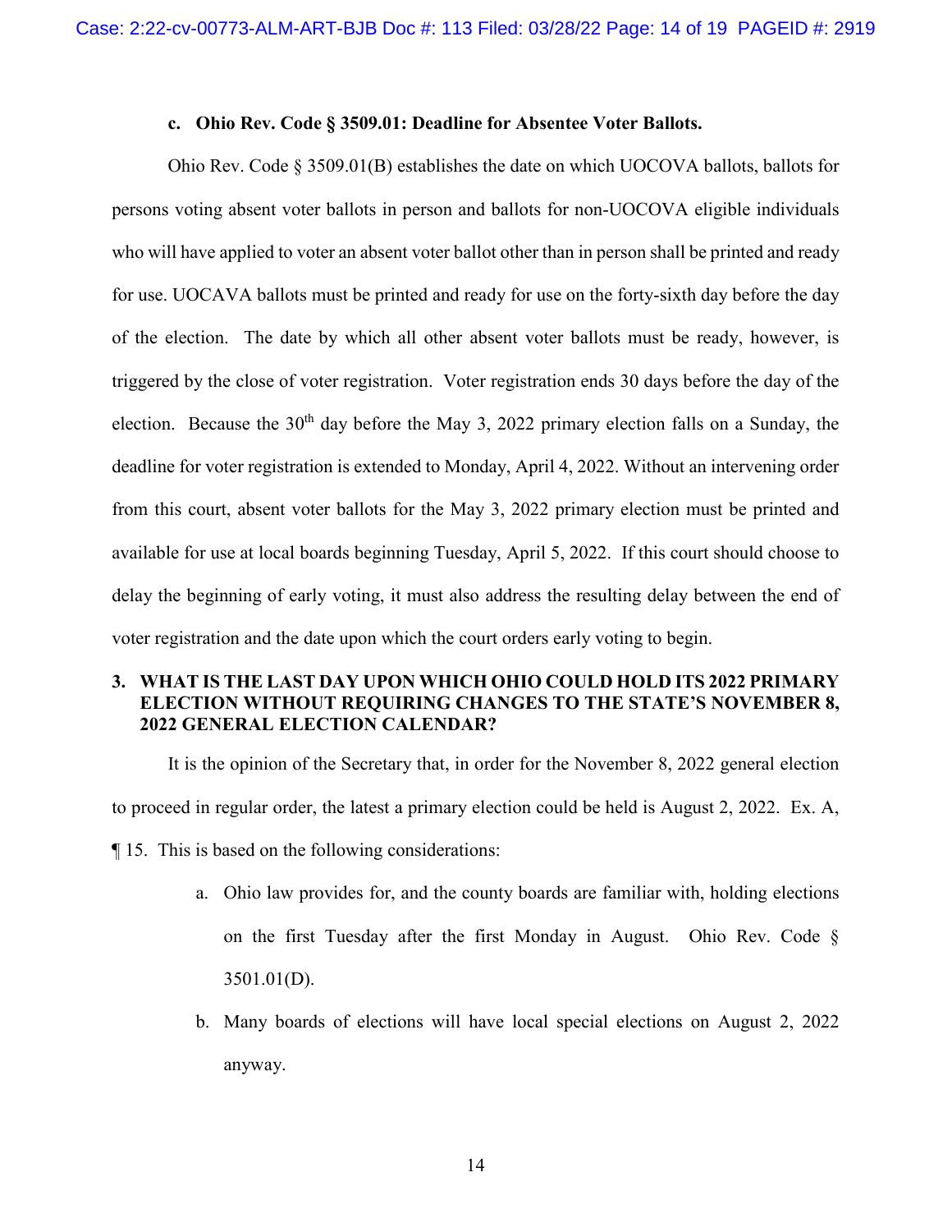**c. Ohio Rev. Code § 3509.01: Deadline for Absentee Voter Ballots.**

Ohio Rev. Code § 3509.01(B) establishes the date on which UOCOVA ballots, ballots for persons voting absent voter ballots in person and ballots for non-UOCOVA eligible individuals who will have applied to voter an absent voter ballot other than in person shall be printed and ready for use. UOCAVA ballots must be printed and ready for use on the forty-sixth day before the day of the election. The date by which all other absent voter ballots must be ready, however, is triggered by the close of voter registration. Voter registration ends 30 days before the day of the election. Because the 30th day before the May 3, 2022 primary election falls on a Sunday, the deadline for voter registration is extended to Monday, April 4, 2022. Without an intervening order from this court, absent voter ballots for the May 3, 2022 primary election must be printed and available for use at local boards beginning Tuesday, April 5, 2022. If this court should choose to delay the beginning of early voting, it must also address the resulting delay between the end of voter registration and the date upon which the court orders early voting to begin.

### 3. WHAT IS THE LAST DAY UPON WHICH OHIO COULD HOLD ITS 2022 PRIMARY ELECTION WITHOUT REQUIRING CHANGES TO THE STATE'S NOVEMBER 8, 2022 GENERAL ELECTION CALENDAR?

It is the opinion of the Secretary that, in order for the November 8, 2022 general election to proceed in regular order, the latest a primary election could be held is August 2, 2022. Ex. A, ¶ 15. This is based on the following considerations:

a. Ohio law provides for, and the county boards are familiar with, holding elections on the first Tuesday after the first Monday in August. Ohio Rev. Code § 3501.01(D).

b. Many boards of elections will have local special elections on August 2, 2022 anyway.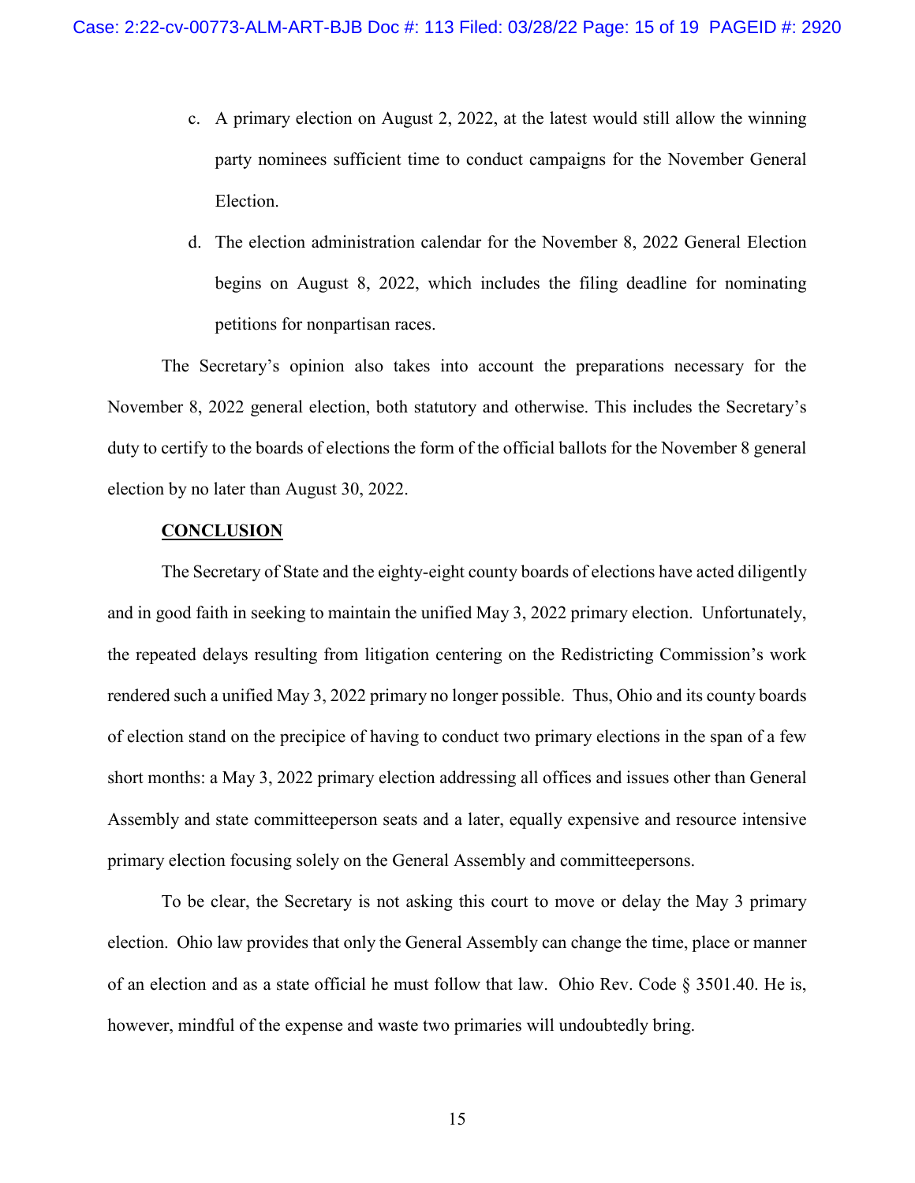c. A primary election on August 2, 2022, at the latest would still allow the winning party nominees sufficient time to conduct campaigns for the November General Election.

d. The election administration calendar for the November 8, 2022 General Election begins on August 8, 2022, which includes the filing deadline for nominating petitions for nonpartisan races.

The Secretary's opinion also takes into account the preparations necessary for the November 8, 2022 general election, both statutory and otherwise. This includes the Secretary's duty to certify to the boards of elections the form of the official ballots for the November 8 general election by no later than August 30, 2022.

## CONCLUSION

The Secretary of State and the eighty-eight county boards of elections have acted diligently and in good faith in seeking to maintain the unified May 3, 2022 primary election. Unfortunately, the repeated delays resulting from litigation centering on the Redistricting Commission's work rendered such a unified May 3, 2022 primary no longer possible. Thus, Ohio and its county boards of election stand on the precipice of having to conduct two primary elections in the span of a few short months: a May 3, 2022 primary election addressing all offices and issues other than General Assembly and state committeeperson seats and a later, equally expensive and resource intensive primary election focusing solely on the General Assembly and committeepersons.

To be clear, the Secretary is not asking this court to move or delay the May 3 primary election. Ohio law provides that only the General Assembly can change the time, place or manner of an election and as a state official he must follow that law. Ohio Rev. Code § 3501.40. He is, however, mindful of the expense and waste two primaries will undoubtedly bring.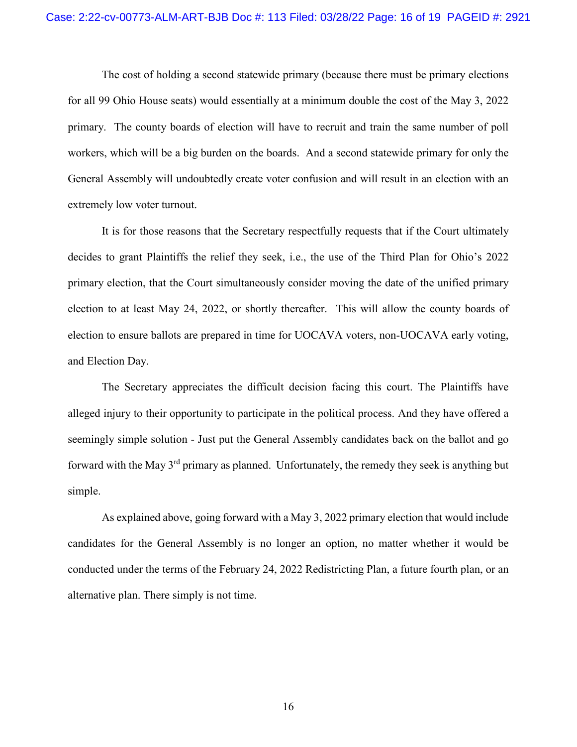The cost of holding a second statewide primary (because there must be primary elections for all 99 Ohio House seats) would essentially at a minimum double the cost of the May 3, 2022 primary. The county boards of election will have to recruit and train the same number of poll workers, which will be a big burden on the boards. And a second statewide primary for only the General Assembly will undoubtedly create voter confusion and will result in an election with an extremely low voter turnout.

It is for those reasons that the Secretary respectfully requests that if the Court ultimately decides to grant Plaintiffs the relief they seek, i.e., the use of the Third Plan for Ohio's 2022 primary election, that the Court simultaneously consider moving the date of the unified primary election to at least May 24, 2022, or shortly thereafter. This will allow the county boards of election to ensure ballots are prepared in time for UOCAVA voters, non-UOCAVA early voting, and Election Day.

The Secretary appreciates the difficult decision facing this court. The Plaintiffs have alleged injury to their opportunity to participate in the political process. And they have offered a seemingly simple solution - Just put the General Assembly candidates back on the ballot and go forward with the May 3rd primary as planned. Unfortunately, the remedy they seek is anything but simple.

As explained above, going forward with a May 3, 2022 primary election that would include candidates for the General Assembly is no longer an option, no matter whether it would be conducted under the terms of the February 24, 2022 Redistricting Plan, a future fourth plan, or an alternative plan. There simply is not time.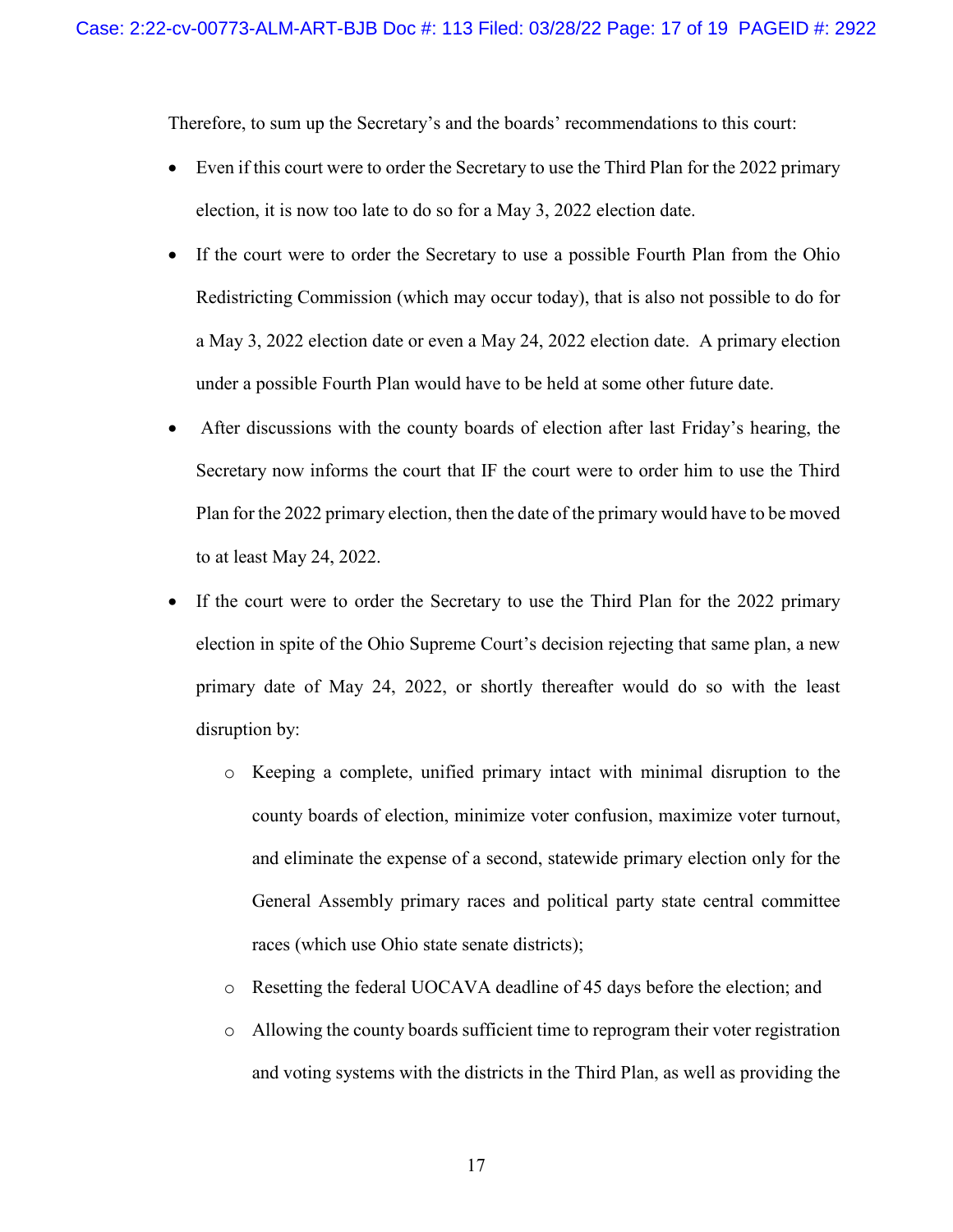Therefore, to sum up the Secretary's and the boards' recommendations to this court:

- Even if this court were to order the Secretary to use the Third Plan for the 2022 primary election, it is now too late to do so for a May 3, 2022 election date.
- If the court were to order the Secretary to use a possible Fourth Plan from the Ohio Redistricting Commission (which may occur today), that is also not possible to do for a May 3, 2022 election date or even a May 24, 2022 election date. A primary election under a possible Fourth Plan would have to be held at some other future date.
- After discussions with the county boards of election after last Friday's hearing, the Secretary now informs the court that IF the court were to order him to use the Third Plan for the 2022 primary election, then the date of the primary would have to be moved to at least May 24, 2022.
- If the court were to order the Secretary to use the Third Plan for the 2022 primary election in spite of the Ohio Supreme Court's decision rejecting that same plan, a new primary date of May 24, 2022, or shortly thereafter would do so with the least disruption by:
  - Keeping a complete, unified primary intact with minimal disruption to the county boards of election, minimize voter confusion, maximize voter turnout, and eliminate the expense of a second, statewide primary election only for the General Assembly primary races and political party state central committee races (which use Ohio state senate districts);
  - Resetting the federal UOCAVA deadline of 45 days before the election; and
  - Allowing the county boards sufficient time to reprogram their voter registration and voting systems with the districts in the Third Plan, as well as providing the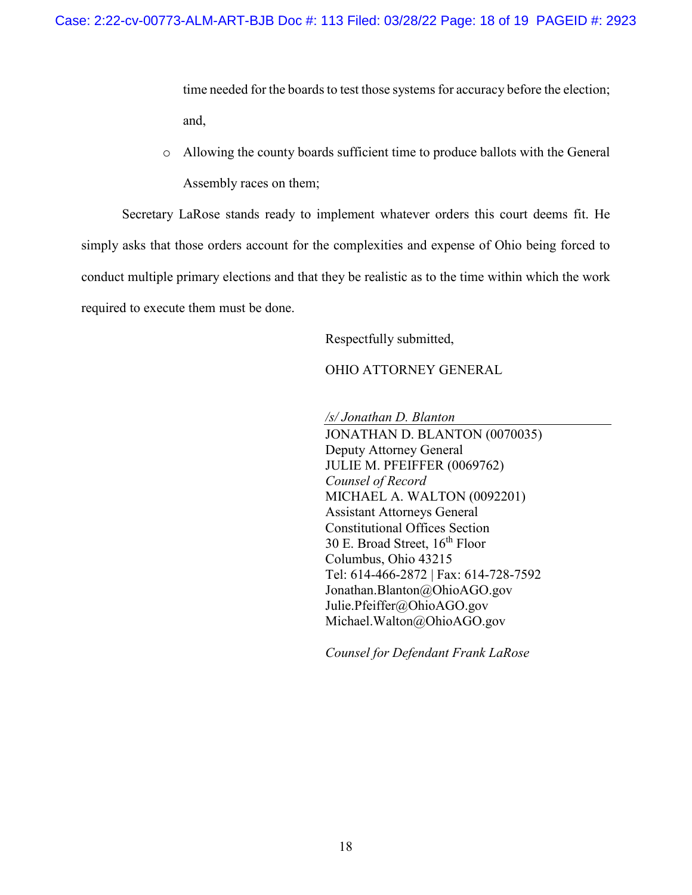time needed for the boards to test those systems for accuracy before the election; and,

- Allowing the county boards sufficient time to produce ballots with the General Assembly races on them;

Secretary LaRose stands ready to implement whatever orders this court deems fit. He simply asks that those orders account for the complexities and expense of Ohio being forced to conduct multiple primary elections and that they be realistic as to the time within which the work required to execute them must be done.

Respectfully submitted,

OHIO ATTORNEY GENERAL

*/s/ Jonathan D. Blanton*
JONATHAN D. BLANTON (0070035)
Deputy Attorney General
JULIE M. PFEIFFER (0069762)
*Counsel of Record*
MICHAEL A. WALTON (0092201)
Assistant Attorneys General
Constitutional Offices Section
30 E. Broad Street, 16th Floor
Columbus, Ohio 43215
Tel: 614-466-2872 | Fax: 614-728-7592
Jonathan.Blanton@OhioAGO.gov
Julie.Pfeiffer@OhioAGO.gov
Michael.Walton@OhioAGO.gov

*Counsel for Defendant Frank LaRose*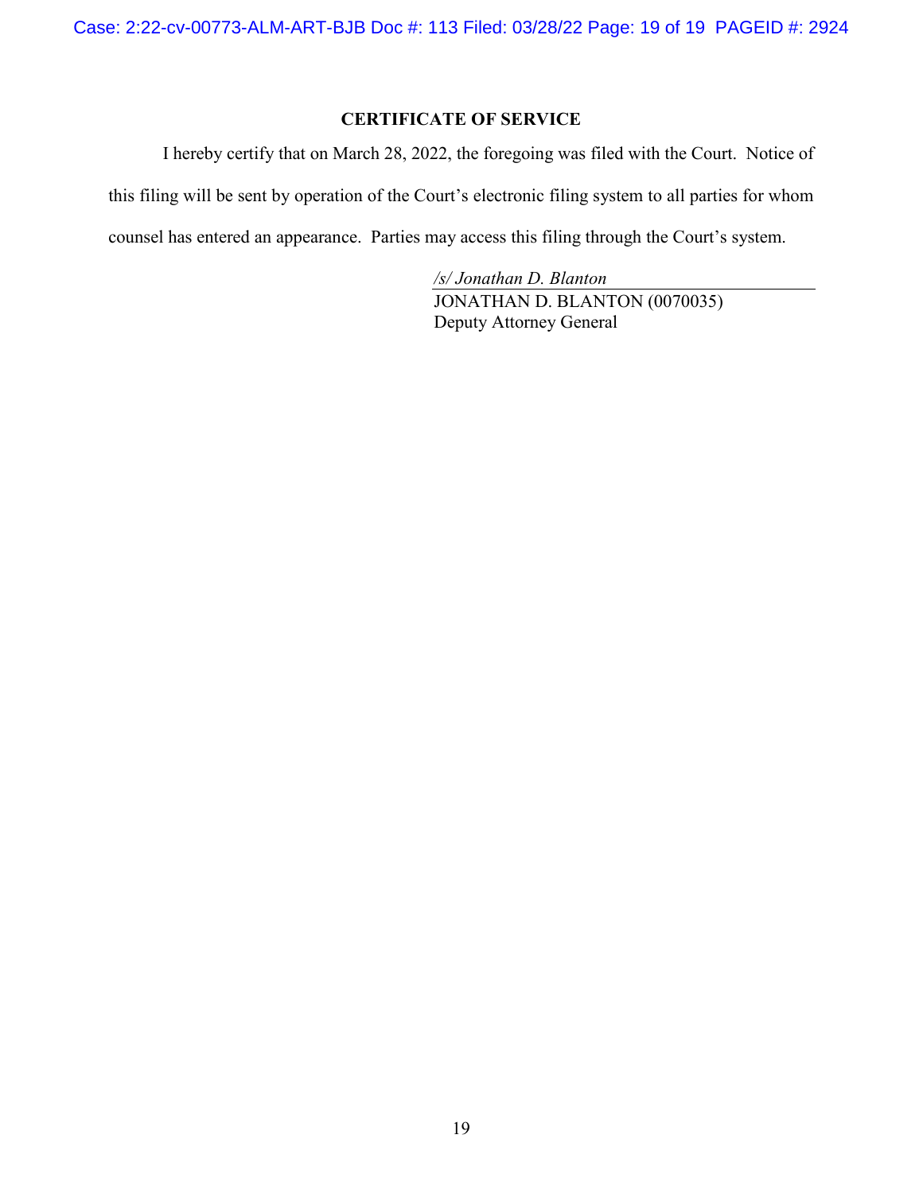## CERTIFICATE OF SERVICE

I hereby certify that on March 28, 2022, the foregoing was filed with the Court. Notice of this filing will be sent by operation of the Court's electronic filing system to all parties for whom counsel has entered an appearance. Parties may access this filing through the Court's system.

*/s/ Jonathan D. Blanton*
JONATHAN D. BLANTON (0070035)
Deputy Attorney General